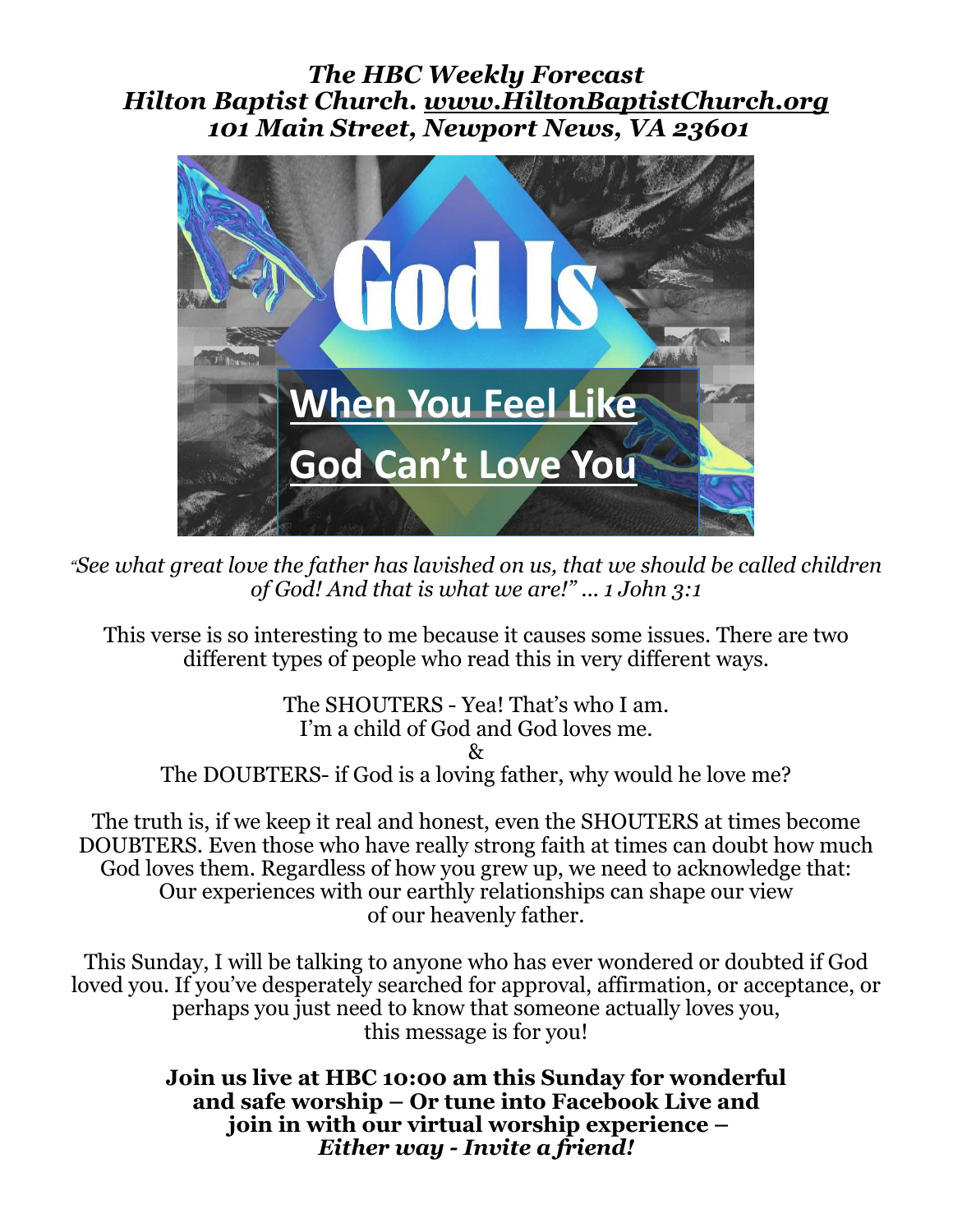***The HBC Weekly Forecast***
***Hilton Baptist Church. www.HiltonBaptistChurch.org***
***101 Main Street, Newport News, VA 23601***

God Is

When You Feel Like God Can't Love You

*"See what great love the father has lavished on us, that we should be called children of God! And that is what we are!" … 1 John 3:1*

This verse is so interesting to me because it causes some issues. There are two different types of people who read this in very different ways.

The SHOUTERS - Yea! That's who I am.
I'm a child of God and God loves me.
&
The DOUBTERS- if God is a loving father, why would he love me?

The truth is, if we keep it real and honest, even the SHOUTERS at times become DOUBTERS. Even those who have really strong faith at times can doubt how much God loves them. Regardless of how you grew up, we need to acknowledge that: Our experiences with our earthly relationships can shape our view of our heavenly father.

This Sunday, I will be talking to anyone who has ever wondered or doubted if God loved you. If you've desperately searched for approval, affirmation, or acceptance, or perhaps you just need to know that someone actually loves you, this message is for you!

**Join us live at HBC 10:00 am this Sunday for wonderful and safe worship – Or tune into Facebook Live and join in with our virtual worship experience –**
***Either way - Invite a friend!***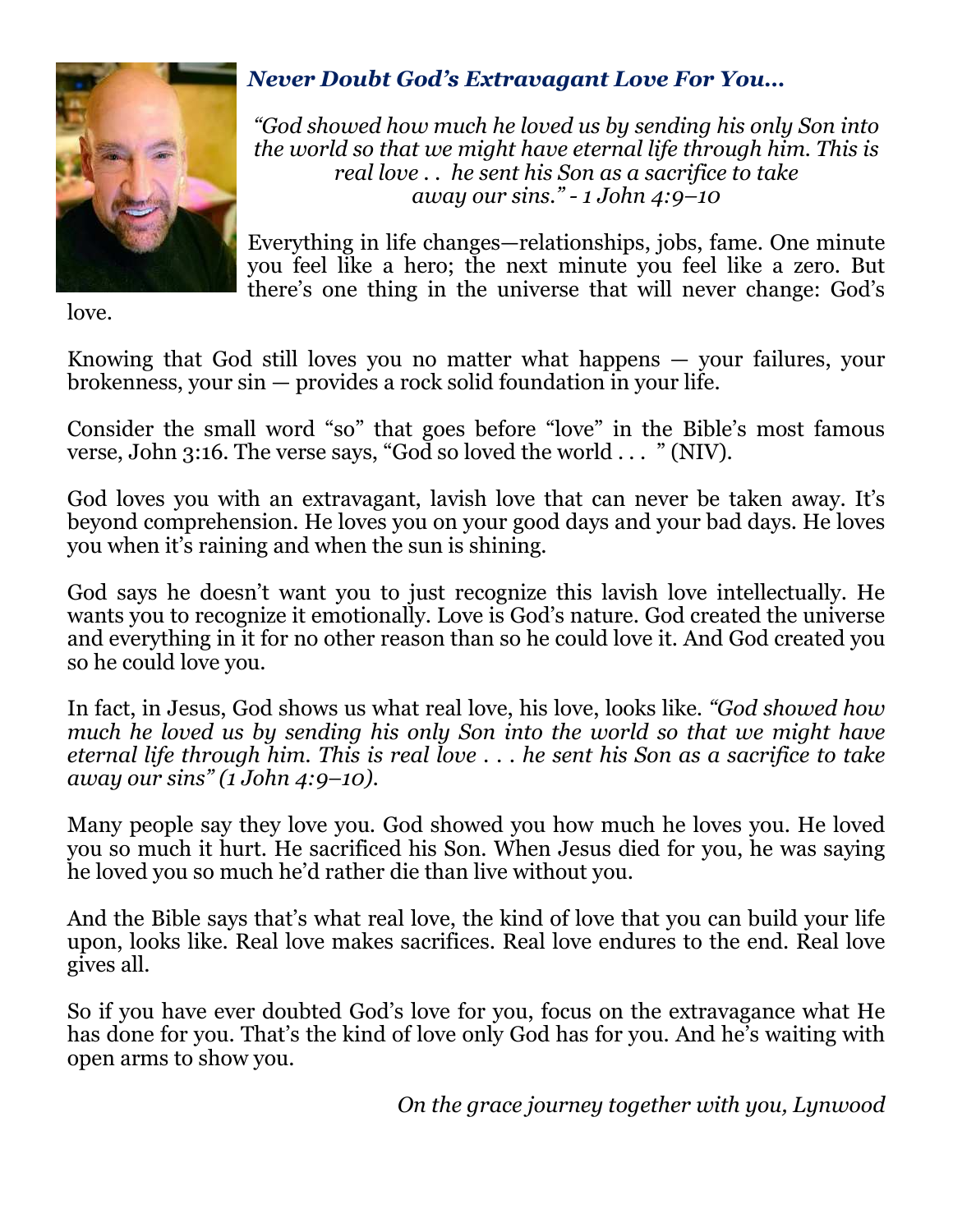## *Never Doubt God's Extravagant Love For You...*

*"God showed how much he loved us by sending his only Son into the world so that we might have eternal life through him. This is real love . .  he sent his Son as a sacrifice to take away our sins." - 1 John 4:9–10*

Everything in life changes—relationships, jobs, fame. One minute you feel like a hero; the next minute you feel like a zero. But there's one thing in the universe that will never change: God's love.

Knowing that God still loves you no matter what happens — your failures, your brokenness, your sin — provides a rock solid foundation in your life.

Consider the small word "so" that goes before "love" in the Bible's most famous verse, John 3:16. The verse says, "God so loved the world . . .  " (NIV).

God loves you with an extravagant, lavish love that can never be taken away. It's beyond comprehension. He loves you on your good days and your bad days. He loves you when it's raining and when the sun is shining.

God says he doesn't want you to just recognize this lavish love intellectually. He wants you to recognize it emotionally. Love is God's nature. God created the universe and everything in it for no other reason than so he could love it. And God created you so he could love you.

In fact, in Jesus, God shows us what real love, his love, looks like. *"God showed how much he loved us by sending his only Son into the world so that we might have eternal life through him. This is real love . . . he sent his Son as a sacrifice to take away our sins" (1 John 4:9–10).*

Many people say they love you. God showed you how much he loves you. He loved you so much it hurt. He sacrificed his Son. When Jesus died for you, he was saying he loved you so much he'd rather die than live without you.

And the Bible says that's what real love, the kind of love that you can build your life upon, looks like. Real love makes sacrifices. Real love endures to the end. Real love gives all.

So if you have ever doubted God's love for you, focus on the extravagance what He has done for you. That's the kind of love only God has for you. And he's waiting with open arms to show you.

*On the grace journey together with you, Lynwood*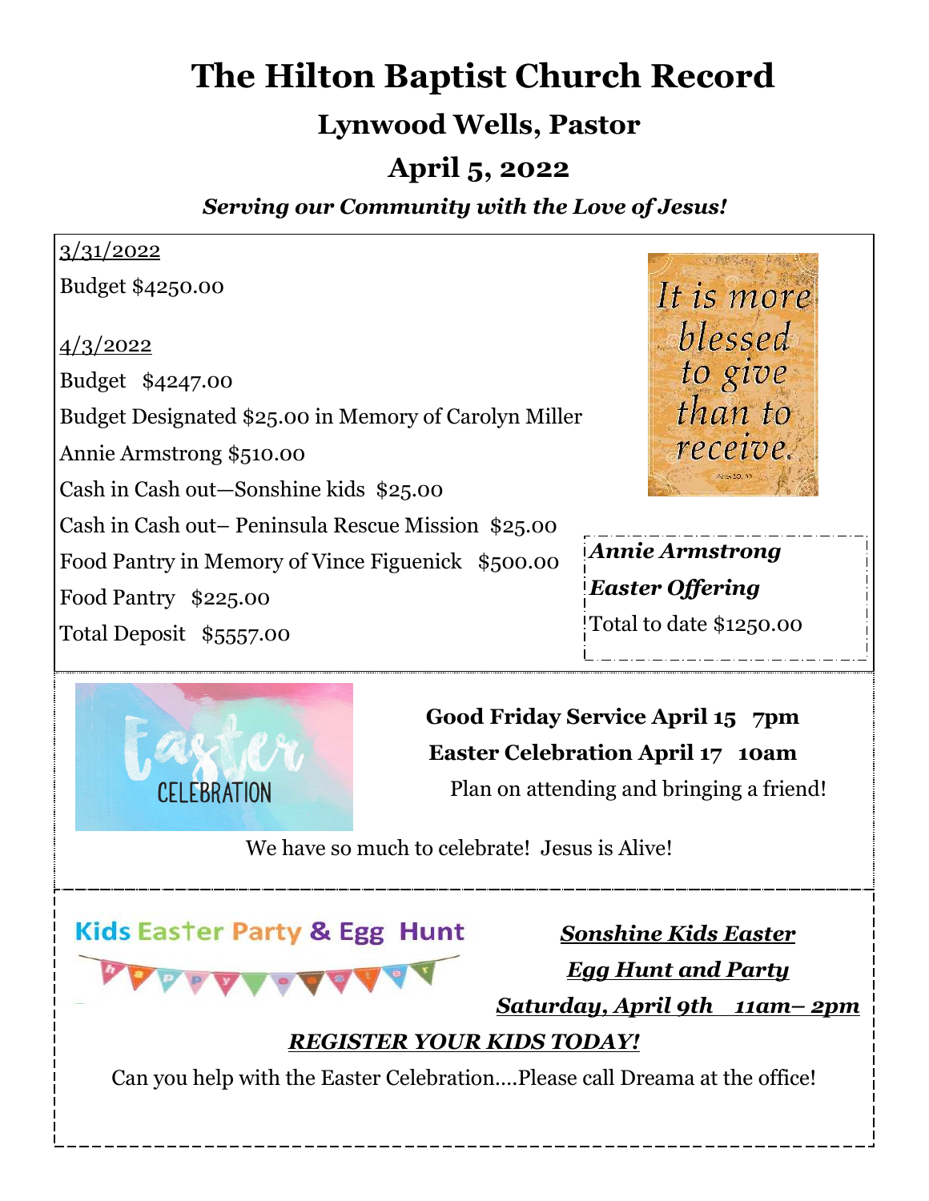# The Hilton Baptist Church Record

## Lynwood Wells, Pastor

## April 5, 2022

***Serving our Community with the Love of Jesus!***

3/31/2022

Budget $4250.00

4/3/2022

Budget $4247.00

Budget Designated $25.00 in Memory of Carolyn Miller

Annie Armstrong $510.00

Cash in Cash out—Sonshine kids $25.00

Cash in Cash out– Peninsula Rescue Mission $25.00

Food Pantry in Memory of Vince Figuenick $500.00

Food Pantry $225.00

Total Deposit $5557.00

It is more blessed to give than to receive.

***Annie Armstrong***

***Easter Offering***

Total to date $1250.00

Easter CELEBRATION

**Good Friday Service April 15 7pm**

**Easter Celebration April 17 10am**

Plan on attending and bringing a friend!

We have so much to celebrate! Jesus is Alive!

Kids Easter Party & Egg Hunt

***Sonshine Kids Easter***

***Egg Hunt and Party***

***Saturday, April 9th 11am– 2pm***

***REGISTER YOUR KIDS TODAY!***

Can you help with the Easter Celebration….Please call Dreama at the office!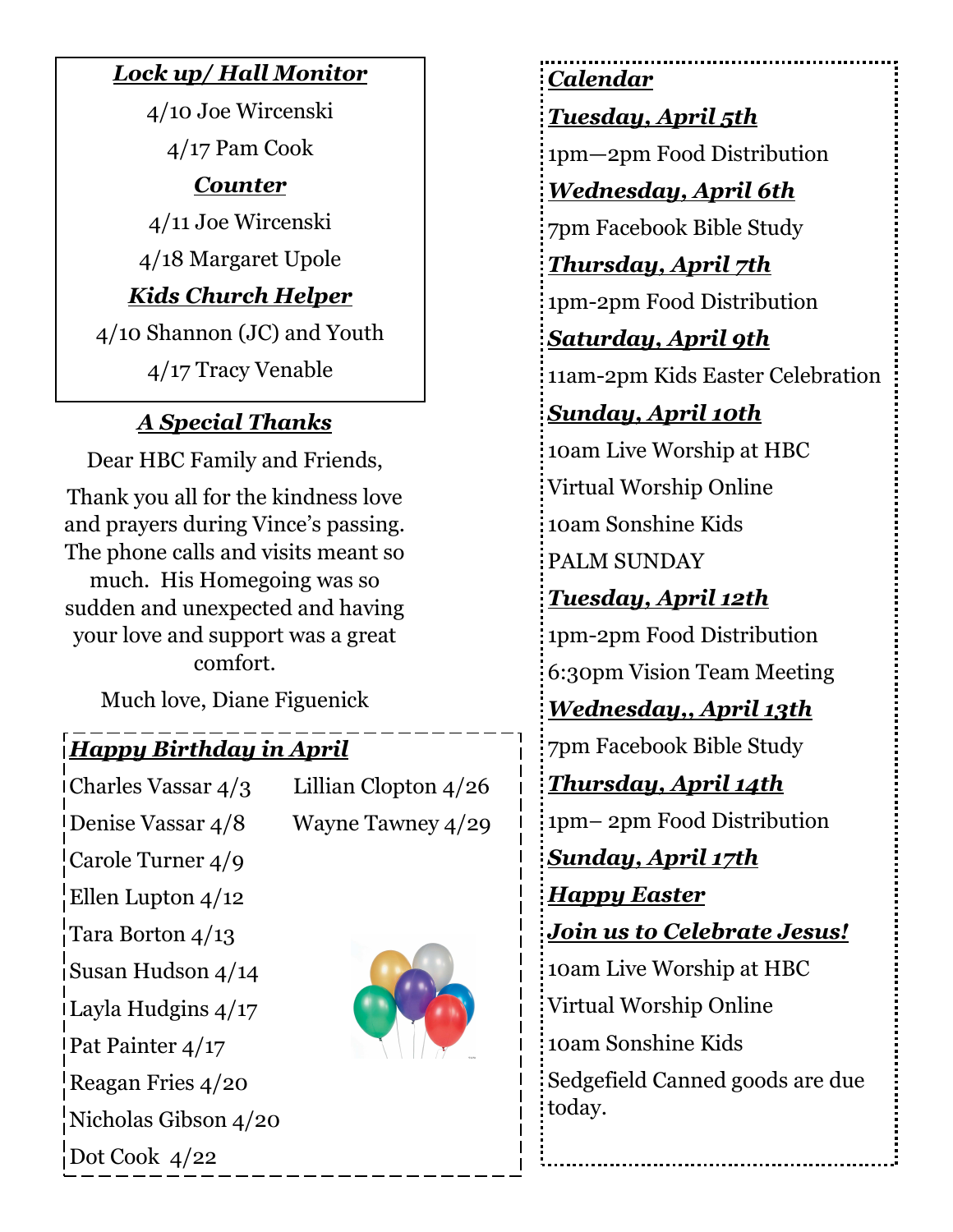### ***Lock up/ Hall Monitor***

4/10 Joe Wircenski

4/17 Pam Cook

### ***Counter***

4/11 Joe Wircenski

4/18 Margaret Upole

### ***Kids Church Helper***

4/10 Shannon (JC) and Youth

4/17 Tracy Venable

### ***A Special Thanks***

Dear HBC Family and Friends,

Thank you all for the kindness love and prayers during Vince's passing. The phone calls and visits meant so much. His Homegoing was so sudden and unexpected and having your love and support was a great comfort.

Much love, Diane Figuenick

### ***Happy Birthday in April***

Charles Vassar 4/3
Denise Vassar 4/8
Carole Turner 4/9
Ellen Lupton 4/12
Tara Borton 4/13
Susan Hudson 4/14
Layla Hudgins 4/17
Pat Painter 4/17
Reagan Fries 4/20
Nicholas Gibson 4/20
Dot Cook 4/22
Lillian Clopton 4/26
Wayne Tawney 4/29

### ***Calendar***

***Tuesday, April 5th***

1pm—2pm Food Distribution

***Wednesday, April 6th***

7pm Facebook Bible Study

***Thursday, April 7th***

1pm-2pm Food Distribution

***Saturday, April 9th***

11am-2pm Kids Easter Celebration

***Sunday, April 10th***

10am Live Worship at HBC

Virtual Worship Online

10am Sonshine Kids

PALM SUNDAY

***Tuesday, April 12th***

1pm-2pm Food Distribution

6:30pm Vision Team Meeting

***Wednesday,, April 13th***

7pm Facebook Bible Study

***Thursday, April 14th***

1pm– 2pm Food Distribution

***Sunday, April 17th***

***Happy Easter***

***Join us to Celebrate Jesus!***

10am Live Worship at HBC

Virtual Worship Online

10am Sonshine Kids

Sedgefield Canned goods are due today.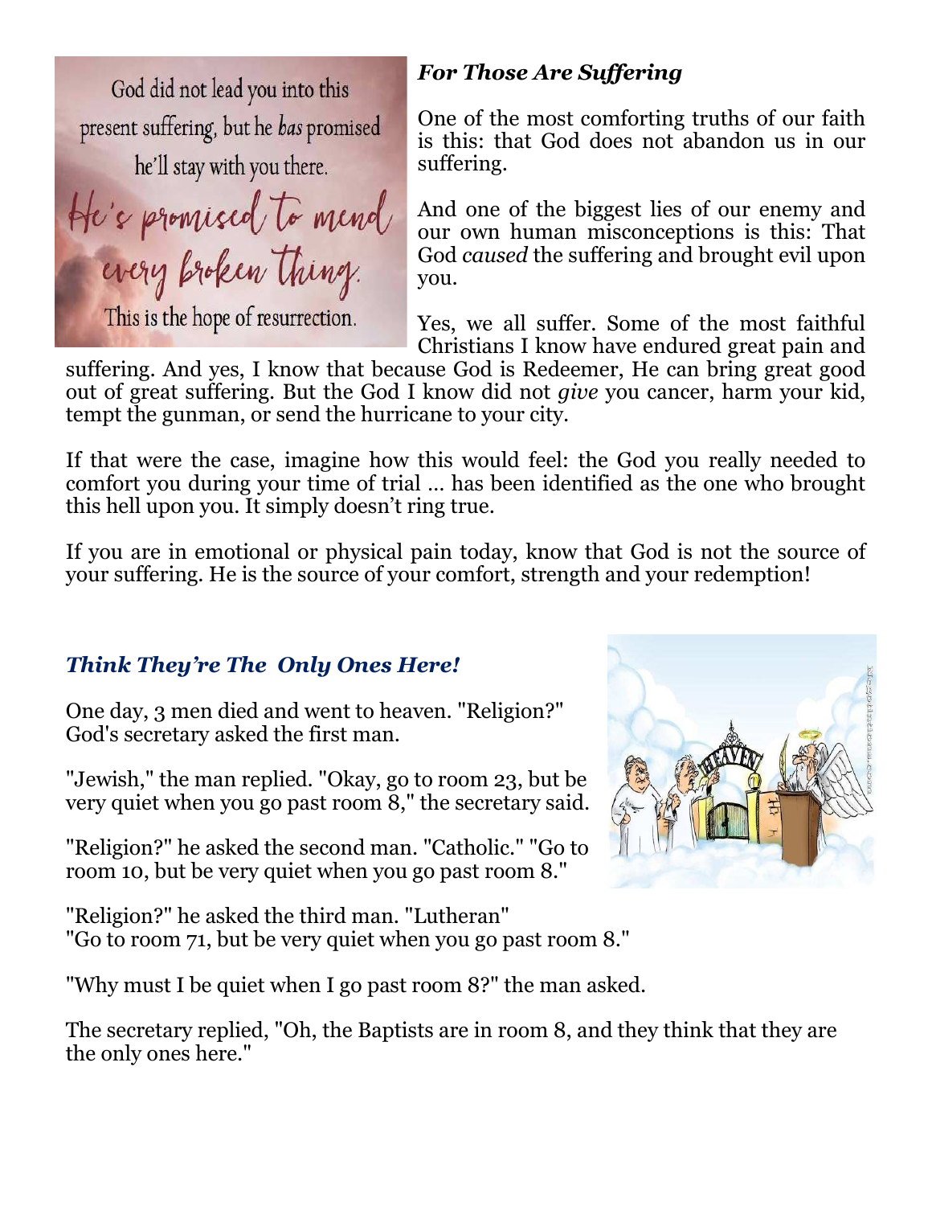God did not lead you into this present suffering, but he *has* promised he'll stay with you there.

He's promised to mend every broken thing.

This is the hope of resurrection.

## *For Those Are Suffering*

One of the most comforting truths of our faith is this: that God does not abandon us in our suffering.

And one of the biggest lies of our enemy and our own human misconceptions is this: That God *caused* the suffering and brought evil upon you.

Yes, we all suffer. Some of the most faithful Christians I know have endured great pain and suffering. And yes, I know that because God is Redeemer, He can bring great good out of great suffering. But the God I know did not *give* you cancer, harm your kid, tempt the gunman, or send the hurricane to your city.

If that were the case, imagine how this would feel: the God you really needed to comfort you during your time of trial … has been identified as the one who brought this hell upon you. It simply doesn't ring true.

If you are in emotional or physical pain today, know that God is not the source of your suffering. He is the source of your comfort, strength and your redemption!

## *Think They're The Only Ones Here!*

One day, 3 men died and went to heaven. "Religion?" God's secretary asked the first man.

"Jewish," the man replied. "Okay, go to room 23, but be very quiet when you go past room 8," the secretary said.

"Religion?" he asked the second man. "Catholic." "Go to room 10, but be very quiet when you go past room 8."

"Religion?" he asked the third man. "Lutheran"
"Go to room 71, but be very quiet when you go past room 8."

"Why must I be quiet when I go past room 8?" the man asked.

The secretary replied, "Oh, the Baptists are in room 8, and they think that they are the only ones here."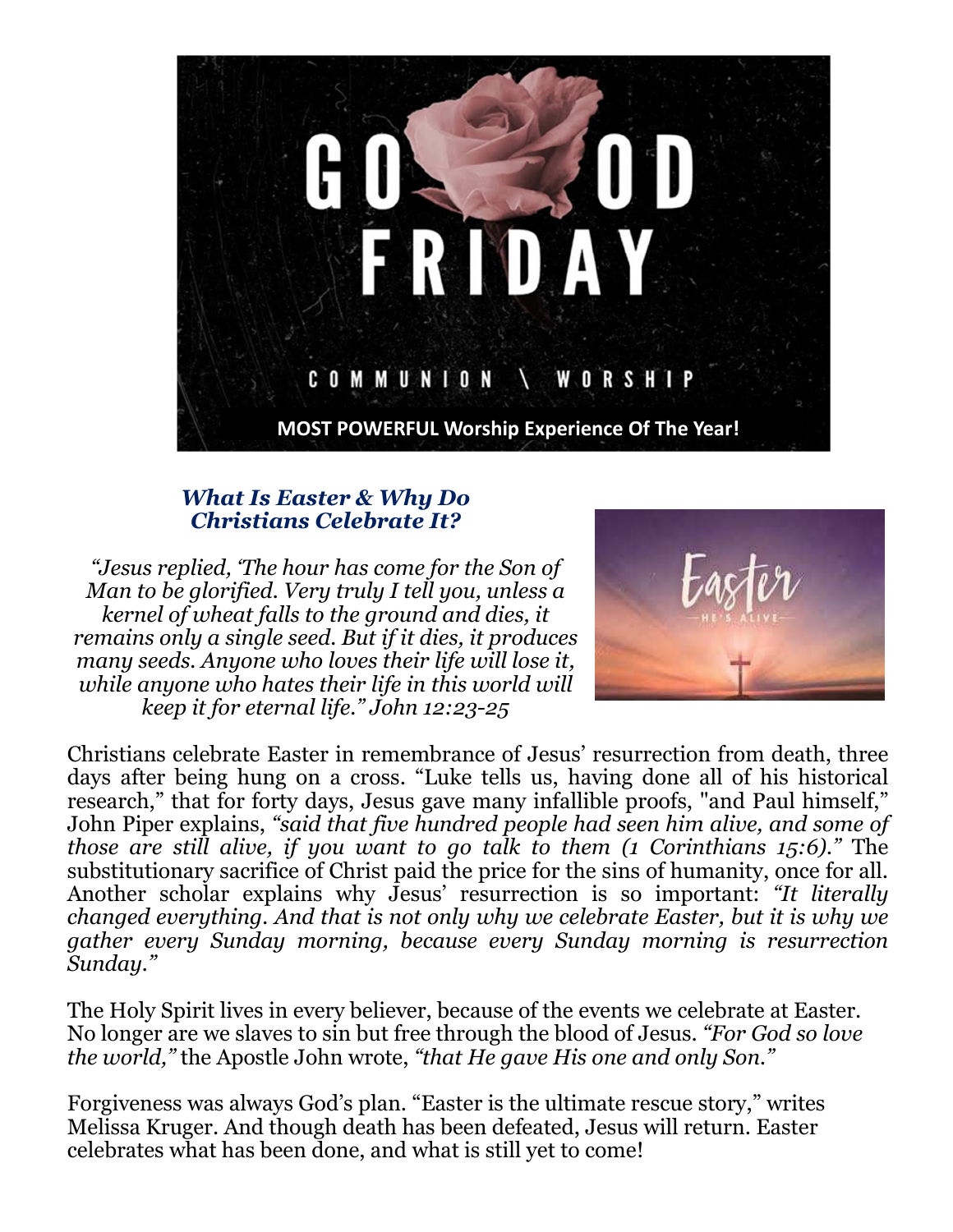GOOD FRIDAY

COMMUNION \ WORSHIP

**MOST POWERFUL Worship Experience Of The Year!**

### *What Is Easter & Why Do Christians Celebrate It?*

*"Jesus replied, 'The hour has come for the Son of Man to be glorified. Very truly I tell you, unless a kernel of wheat falls to the ground and dies, it remains only a single seed. But if it dies, it produces many seeds. Anyone who loves their life will lose it, while anyone who hates their life in this world will keep it for eternal life." John 12:23-25*

Easter

—HE'S ALIVE—

Christians celebrate Easter in remembrance of Jesus' resurrection from death, three days after being hung on a cross. "Luke tells us, having done all of his historical research," that for forty days, Jesus gave many infallible proofs, "and Paul himself," John Piper explains, *"said that five hundred people had seen him alive, and some of those are still alive, if you want to go talk to them (1 Corinthians 15:6)."* The substitutionary sacrifice of Christ paid the price for the sins of humanity, once for all. Another scholar explains why Jesus' resurrection is so important: *"It literally changed everything. And that is not only why we celebrate Easter, but it is why we gather every Sunday morning, because every Sunday morning is resurrection Sunday."*

The Holy Spirit lives in every believer, because of the events we celebrate at Easter. No longer are we slaves to sin but free through the blood of Jesus. *"For God so love the world,"* the Apostle John wrote, *"that He gave His one and only Son."*

Forgiveness was always God's plan. "Easter is the ultimate rescue story," writes Melissa Kruger. And though death has been defeated, Jesus will return. Easter celebrates what has been done, and what is still yet to come!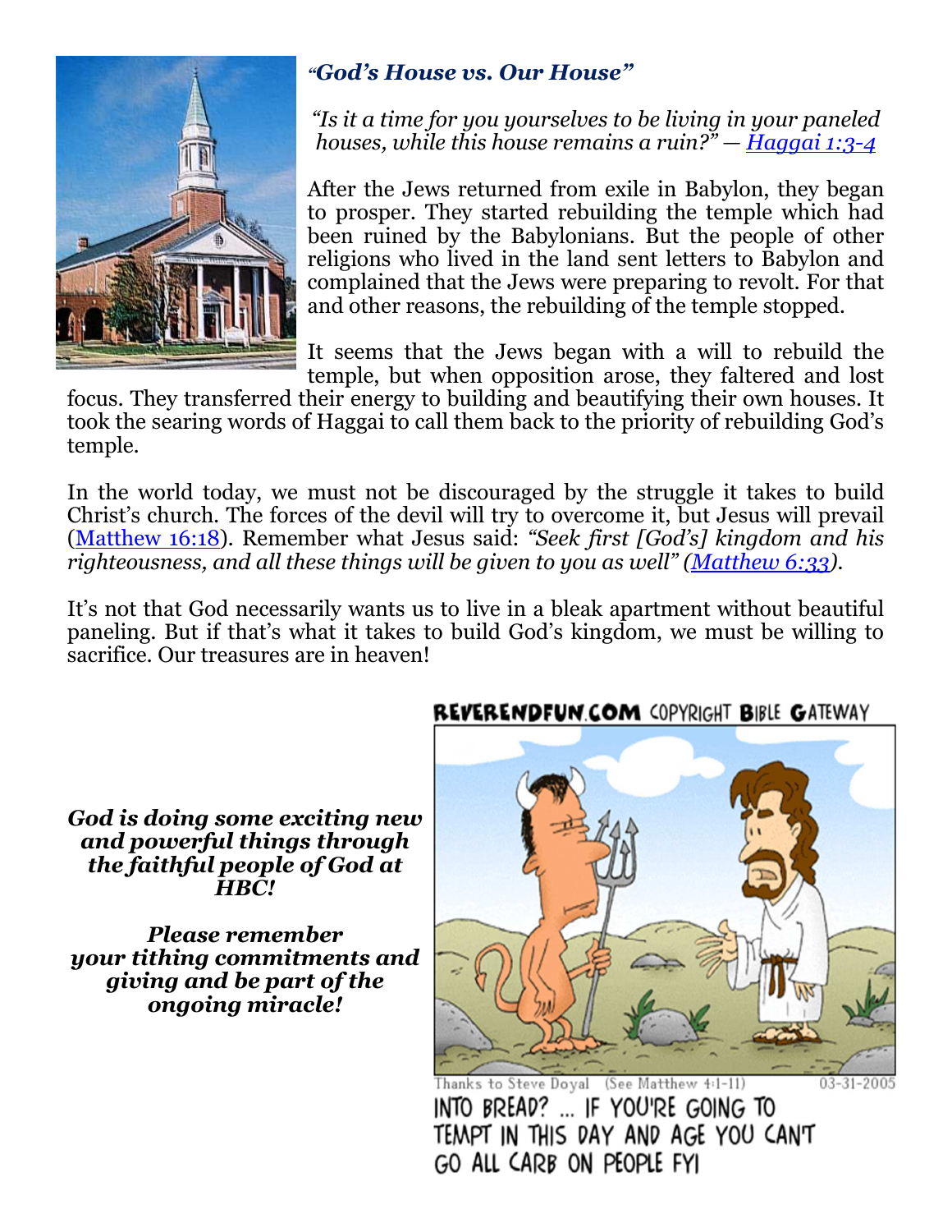## *"God's House vs. Our House"*

*"Is it a time for you yourselves to be living in your paneled houses, while this house remains a ruin?" — [Haggai 1:3-4](https://www.biblegateway.com/passage/?search=Haggai+1:3-4)*

After the Jews returned from exile in Babylon, they began to prosper. They started rebuilding the temple which had been ruined by the Babylonians. But the people of other religions who lived in the land sent letters to Babylon and complained that the Jews were preparing to revolt. For that and other reasons, the rebuilding of the temple stopped.

It seems that the Jews began with a will to rebuild the temple, but when opposition arose, they faltered and lost focus. They transferred their energy to building and beautifying their own houses. It took the searing words of Haggai to call them back to the priority of rebuilding God's temple.

In the world today, we must not be discouraged by the struggle it takes to build Christ's church. The forces of the devil will try to overcome it, but Jesus will prevail (Matthew 16:18). Remember what Jesus said: *"Seek first [God's] kingdom and his righteousness, and all these things will be given to you as well" (Matthew 6:33).*

It's not that God necessarily wants us to live in a bleak apartment without beautiful paneling. But if that's what it takes to build God's kingdom, we must be willing to sacrifice. Our treasures are in heaven!

***God is doing some exciting new and powerful things through the faithful people of God at HBC!***

***Please remember your tithing commitments and giving and be part of the ongoing miracle!***

REVERENDFUN.COM COPYRIGHT BIBLE GATEWAY

Thanks to Steve Doyal (See Matthew 4:1-11) 03-31-2005

INTO BREAD? ... IF YOU'RE GOING TO TEMPT IN THIS DAY AND AGE YOU CAN'T GO ALL CARB ON PEOPLE FYI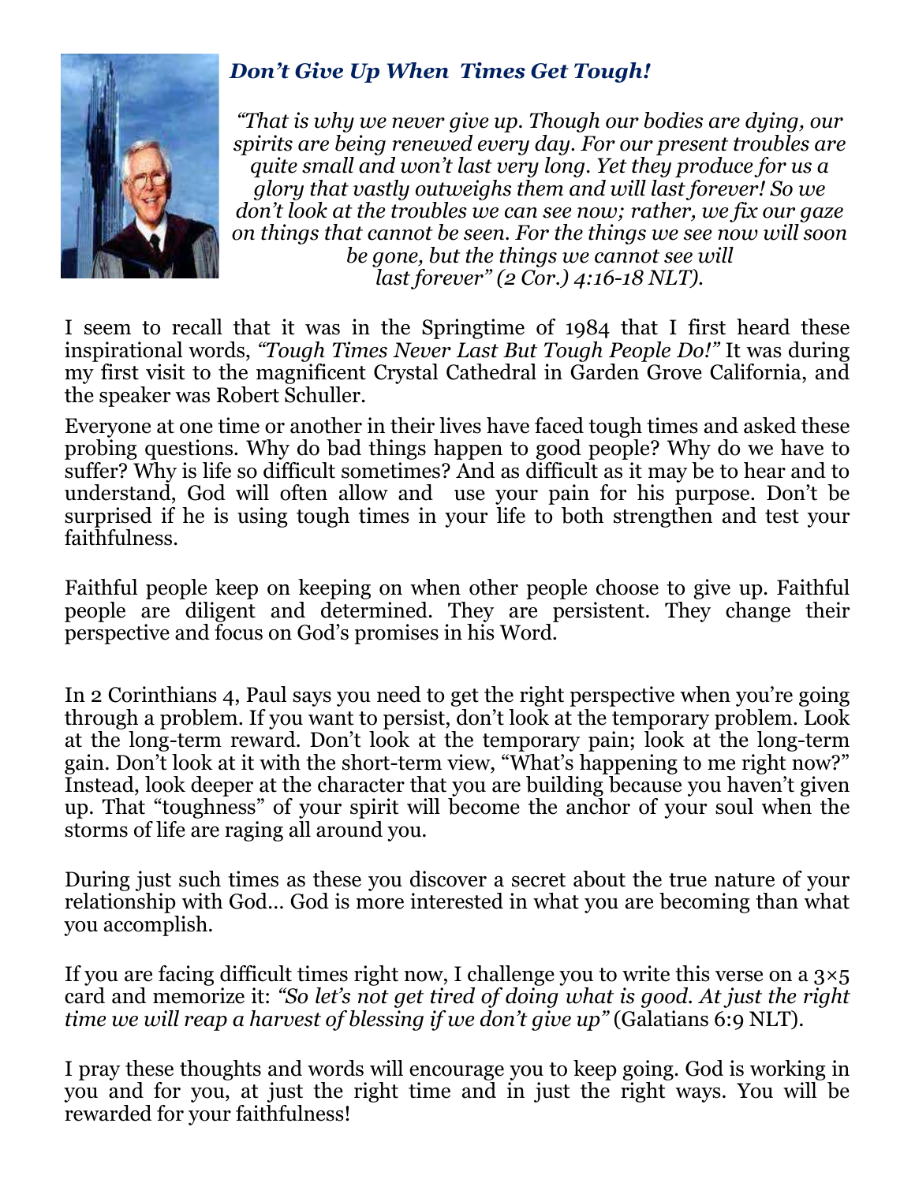## *Don't Give Up When Times Get Tough!*

*"That is why we never give up. Though our bodies are dying, our spirits are being renewed every day. For our present troubles are quite small and won't last very long. Yet they produce for us a glory that vastly outweighs them and will last forever! So we don't look at the troubles we can see now; rather, we fix our gaze on things that cannot be seen. For the things we see now will soon be gone, but the things we cannot see will last forever" (2 Cor.) 4:16-18 NLT).*

I seem to recall that it was in the Springtime of 1984 that I first heard these inspirational words, *"Tough Times Never Last But Tough People Do!"* It was during my first visit to the magnificent Crystal Cathedral in Garden Grove California, and the speaker was Robert Schuller.

Everyone at one time or another in their lives have faced tough times and asked these probing questions. Why do bad things happen to good people? Why do we have to suffer? Why is life so difficult sometimes? And as difficult as it may be to hear and to understand, God will often allow and use your pain for his purpose. Don't be surprised if he is using tough times in your life to both strengthen and test your faithfulness.

Faithful people keep on keeping on when other people choose to give up. Faithful people are diligent and determined. They are persistent. They change their perspective and focus on God's promises in his Word.

In 2 Corinthians 4, Paul says you need to get the right perspective when you're going through a problem. If you want to persist, don't look at the temporary problem. Look at the long-term reward. Don't look at the temporary pain; look at the long-term gain. Don't look at it with the short-term view, "What's happening to me right now?" Instead, look deeper at the character that you are building because you haven't given up. That "toughness" of your spirit will become the anchor of your soul when the storms of life are raging all around you.

During just such times as these you discover a secret about the true nature of your relationship with God… God is more interested in what you are becoming than what you accomplish.

If you are facing difficult times right now, I challenge you to write this verse on a 3×5 card and memorize it: *"So let's not get tired of doing what is good. At just the right time we will reap a harvest of blessing if we don't give up"* (Galatians 6:9 NLT).

I pray these thoughts and words will encourage you to keep going. God is working in you and for you, at just the right time and in just the right ways. You will be rewarded for your faithfulness!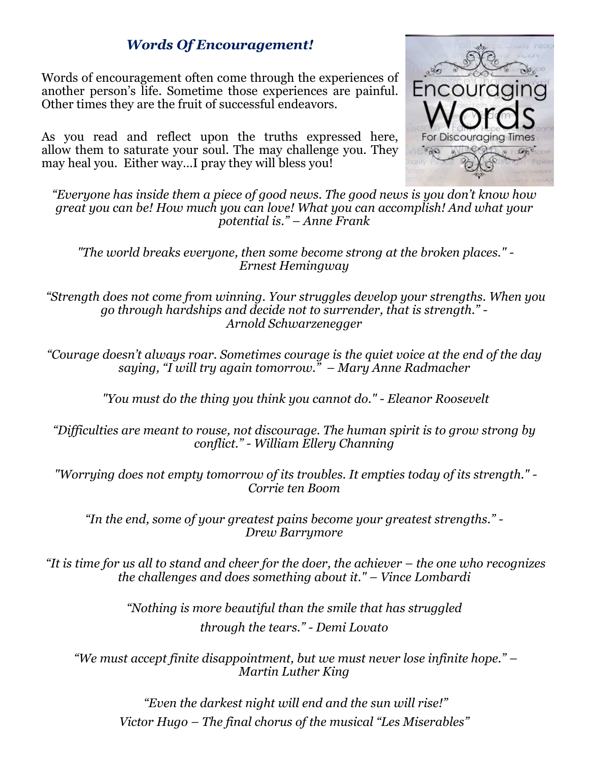## *Words Of Encouragement!*

Words of encouragement often come through the experiences of another person's life. Sometime those experiences are painful. Other times they are the fruit of successful endeavors.

As you read and reflect upon the truths expressed here, allow them to saturate your soul. The may challenge you. They may heal you. Either way…I pray they will bless you!

*"Everyone has inside them a piece of good news. The good news is you don't know how great you can be! How much you can love! What you can accomplish! And what your potential is." – Anne Frank*

*"The world breaks everyone, then some become strong at the broken places." - Ernest Hemingway*

*"Strength does not come from winning. Your struggles develop your strengths. When you go through hardships and decide not to surrender, that is strength." - Arnold Schwarzenegger*

*"Courage doesn't always roar. Sometimes courage is the quiet voice at the end of the day saying, "I will try again tomorrow." – Mary Anne Radmacher*

*"You must do the thing you think you cannot do." - Eleanor Roosevelt*

*"Difficulties are meant to rouse, not discourage. The human spirit is to grow strong by conflict." - William Ellery Channing*

*"Worrying does not empty tomorrow of its troubles. It empties today of its strength." - Corrie ten Boom*

*"In the end, some of your greatest pains become your greatest strengths." - Drew Barrymore*

*"It is time for us all to stand and cheer for the doer, the achiever – the one who recognizes the challenges and does something about it." – Vince Lombardi*

*"Nothing is more beautiful than the smile that has struggled through the tears." - Demi Lovato*

*"We must accept finite disappointment, but we must never lose infinite hope." – Martin Luther King*

*"Even the darkest night will end and the sun will rise!"*
*Victor Hugo – The final chorus of the musical "Les Miserables"*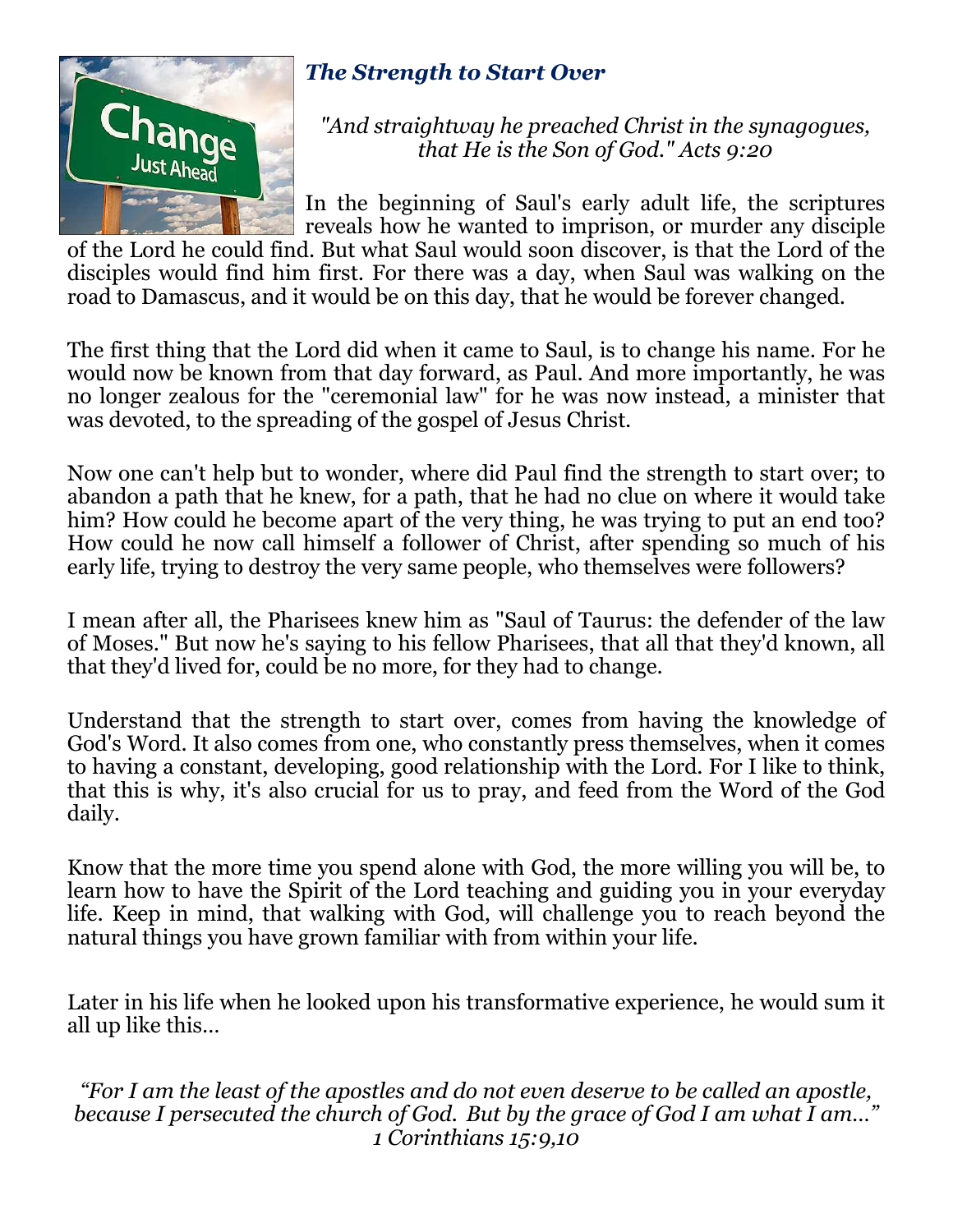### *The Strength to Start Over*

*"And straightway he preached Christ in the synagogues, that He is the Son of God." Acts 9:20*

In the beginning of Saul's early adult life, the scriptures reveals how he wanted to imprison, or murder any disciple of the Lord he could find. But what Saul would soon discover, is that the Lord of the disciples would find him first. For there was a day, when Saul was walking on the road to Damascus, and it would be on this day, that he would be forever changed.

The first thing that the Lord did when it came to Saul, is to change his name. For he would now be known from that day forward, as Paul. And more importantly, he was no longer zealous for the "ceremonial law" for he was now instead, a minister that was devoted, to the spreading of the gospel of Jesus Christ.

Now one can't help but to wonder, where did Paul find the strength to start over; to abandon a path that he knew, for a path, that he had no clue on where it would take him? How could he become apart of the very thing, he was trying to put an end too? How could he now call himself a follower of Christ, after spending so much of his early life, trying to destroy the very same people, who themselves were followers?

I mean after all, the Pharisees knew him as "Saul of Taurus: the defender of the law of Moses." But now he's saying to his fellow Pharisees, that all that they'd known, all that they'd lived for, could be no more, for they had to change.

Understand that the strength to start over, comes from having the knowledge of God's Word. It also comes from one, who constantly press themselves, when it comes to having a constant, developing, good relationship with the Lord. For I like to think, that this is why, it's also crucial for us to pray, and feed from the Word of the God daily.

Know that the more time you spend alone with God, the more willing you will be, to learn how to have the Spirit of the Lord teaching and guiding you in your everyday life. Keep in mind, that walking with God, will challenge you to reach beyond the natural things you have grown familiar with from within your life.

Later in his life when he looked upon his transformative experience, he would sum it all up like this…

*"For I am the least of the apostles and do not even deserve to be called an apostle, because I persecuted the church of God. But by the grace of God I am what I am…" 1 Corinthians 15:9,10*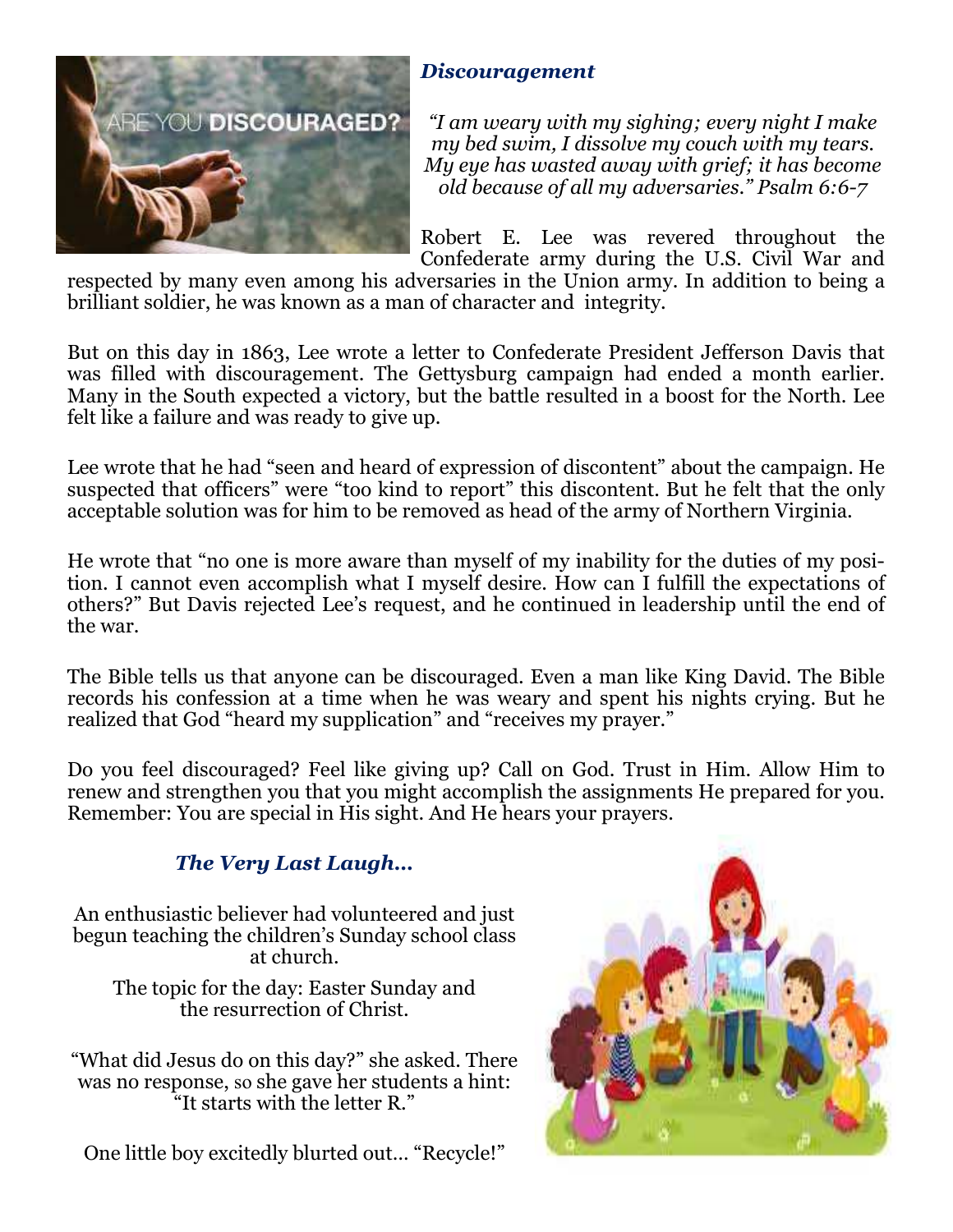### *Discouragement*

*"I am weary with my sighing; every night I make my bed swim, I dissolve my couch with my tears. My eye has wasted away with grief; it has become old because of all my adversaries." Psalm 6:6-7*

Robert E. Lee was revered throughout the Confederate army during the U.S. Civil War and respected by many even among his adversaries in the Union army. In addition to being a brilliant soldier, he was known as a man of character and integrity.

But on this day in 1863, Lee wrote a letter to Confederate President Jefferson Davis that was filled with discouragement. The Gettysburg campaign had ended a month earlier. Many in the South expected a victory, but the battle resulted in a boost for the North. Lee felt like a failure and was ready to give up.

Lee wrote that he had "seen and heard of expression of discontent" about the campaign. He suspected that officers" were "too kind to report" this discontent. But he felt that the only acceptable solution was for him to be removed as head of the army of Northern Virginia.

He wrote that "no one is more aware than myself of my inability for the duties of my position. I cannot even accomplish what I myself desire. How can I fulfill the expectations of others?" But Davis rejected Lee's request, and he continued in leadership until the end of the war.

The Bible tells us that anyone can be discouraged. Even a man like King David. The Bible records his confession at a time when he was weary and spent his nights crying. But he realized that God "heard my supplication" and "receives my prayer."

Do you feel discouraged? Feel like giving up? Call on God. Trust in Him. Allow Him to renew and strengthen you that you might accomplish the assignments He prepared for you. Remember: You are special in His sight. And He hears your prayers.

### *The Very Last Laugh…*

An enthusiastic believer had volunteered and just begun teaching the children's Sunday school class at church.

The topic for the day: Easter Sunday and the resurrection of Christ.

"What did Jesus do on this day?" she asked. There was no response, so she gave her students a hint: "It starts with the letter R."

One little boy excitedly blurted out… "Recycle!"